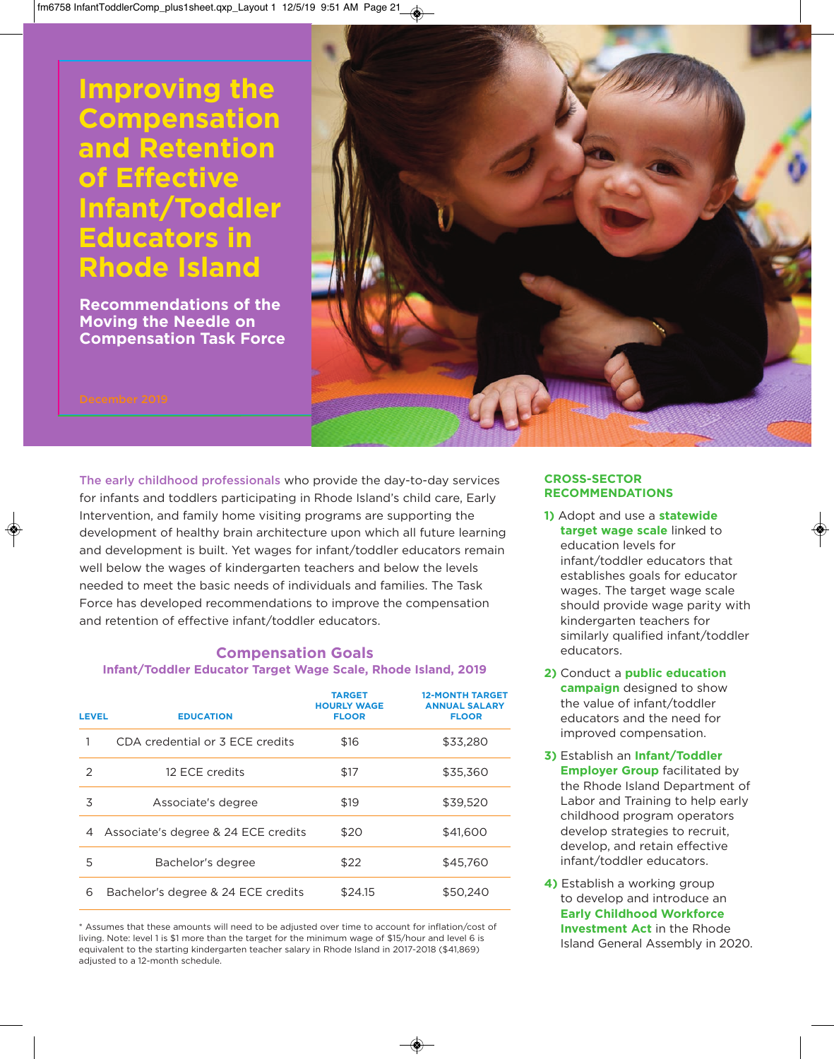# Improving the Compensation and Retention of Effective Infant/Toddler Educators in Rhode Island

## Recommendations of the Moving the Needle on Compensation Task Force

December 2019

The early childhood professionals who provide the day-to-day services for infants and toddlers participating in Rhode Island's child care, Early Intervention, and family home visiting programs are supporting the development of healthy brain architecture upon which all future learning and development is built. Yet wages for infant/toddler educators remain well below the wages of kindergarten teachers and below the levels needed to meet the basic needs of individuals and families. The Task Force has developed recommendations to improve the compensation and retention of effective infant/toddler educators.

### Compensation Goals

**Infant/Toddler Educator Target Wage Scale, Rhode Island, 2019**

| LEVEL | EDUCATION | TARGET HOURLY WAGE FLOOR | 12-MONTH TARGET ANNUAL SALARY FLOOR |
|---|---|---|---|
| 1 | CDA credential or 3 ECE credits | $16 | $33,280 |
| 2 | 12 ECE credits | $17 | $35,360 |
| 3 | Associate's degree | $19 | $39,520 |
| 4 | Associate's degree & 24 ECE credits | $20 | $41,600 |
| 5 | Bachelor's degree | $22 | $45,760 |
| 6 | Bachelor's degree & 24 ECE credits | $24.15 | $50,240 |

* Assumes that these amounts will need to be adjusted over time to account for inflation/cost of living. Note: level 1 is $1 more than the target for the minimum wage of $15/hour and level 6 is equivalent to the starting kindergarten teacher salary in Rhode Island in 2017-2018 ($41,869) adjusted to a 12-month schedule.

### CROSS-SECTOR RECOMMENDATIONS

1) Adopt and use a **statewide target wage scale** linked to education levels for infant/toddler educators that establishes goals for educator wages. The target wage scale should provide wage parity with kindergarten teachers for similarly qualified infant/toddler educators.

2) Conduct a **public education campaign** designed to show the value of infant/toddler educators and the need for improved compensation.

3) Establish an **Infant/Toddler Employer Group** facilitated by the Rhode Island Department of Labor and Training to help early childhood program operators develop strategies to recruit, develop, and retain effective infant/toddler educators.

4) Establish a working group to develop and introduce an **Early Childhood Workforce Investment Act** in the Rhode Island General Assembly in 2020.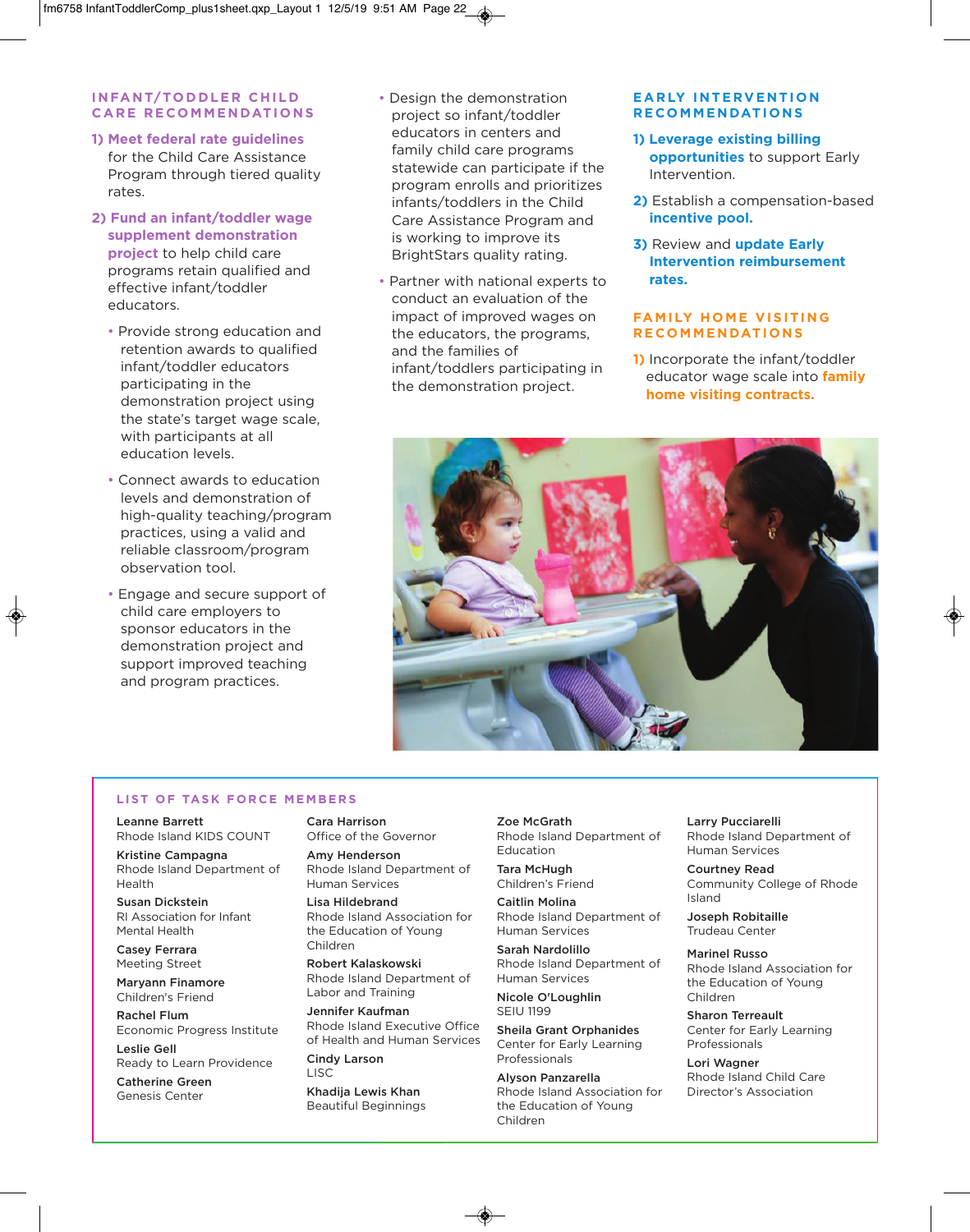## INFANT/TODDLER CHILD CARE RECOMMENDATIONS

1) **Meet federal rate guidelines** for the Child Care Assistance Program through tiered quality rates.

2) **Fund an infant/toddler wage supplement demonstration project** to help child care programs retain qualified and effective infant/toddler educators.

- Provide strong education and retention awards to qualified infant/toddler educators participating in the demonstration project using the state's target wage scale, with participants at all education levels.
- Connect awards to education levels and demonstration of high-quality teaching/program practices, using a valid and reliable classroom/program observation tool.
- Engage and secure support of child care employers to sponsor educators in the demonstration project and support improved teaching and program practices.
- Design the demonstration project so infant/toddler educators in centers and family child care programs statewide can participate if the program enrolls and prioritizes infants/toddlers in the Child Care Assistance Program and is working to improve its BrightStars quality rating.
- Partner with national experts to conduct an evaluation of the impact of improved wages on the educators, the programs, and the families of infant/toddlers participating in the demonstration project.

## EARLY INTERVENTION RECOMMENDATIONS

1) **Leverage existing billing opportunities** to support Early Intervention.

2) Establish a compensation-based **incentive pool.**

3) Review and **update Early Intervention reimbursement rates.**

## FAMILY HOME VISITING RECOMMENDATIONS

1) Incorporate the infant/toddler educator wage scale into **family home visiting contracts.**

## LIST OF TASK FORCE MEMBERS

**Leanne Barrett**
Rhode Island KIDS COUNT

**Kristine Campagna**
Rhode Island Department of Health

**Susan Dickstein**
RI Association for Infant Mental Health

**Casey Ferrara**
Meeting Street

**Maryann Finamore**
Children's Friend

**Rachel Flum**
Economic Progress Institute

**Leslie Gell**
Ready to Learn Providence

**Catherine Green**
Genesis Center

**Cara Harrison**
Office of the Governor

**Amy Henderson**
Rhode Island Department of Human Services

**Lisa Hildebrand**
Rhode Island Association for the Education of Young Children

**Robert Kalaskowski**
Rhode Island Department of Labor and Training

**Jennifer Kaufman**
Rhode Island Executive Office of Health and Human Services

**Cindy Larson**
LISC

**Khadija Lewis Khan**
Beautiful Beginnings

**Zoe McGrath**
Rhode Island Department of Education

**Tara McHugh**
Children's Friend

**Caitlin Molina**
Rhode Island Department of Human Services

**Sarah Nardolillo**
Rhode Island Department of Human Services

**Nicole O'Loughlin**
SEIU 1199

**Sheila Grant Orphanides**
Center for Early Learning Professionals

**Alyson Panzarella**
Rhode Island Association for the Education of Young Children

**Larry Pucciarelli**
Rhode Island Department of Human Services

**Courtney Read**
Community College of Rhode Island

**Joseph Robitaille**
Trudeau Center

**Marinel Russo**
Rhode Island Association for the Education of Young Children

**Sharon Terreault**
Center for Early Learning Professionals

**Lori Wagner**
Rhode Island Child Care Director's Association